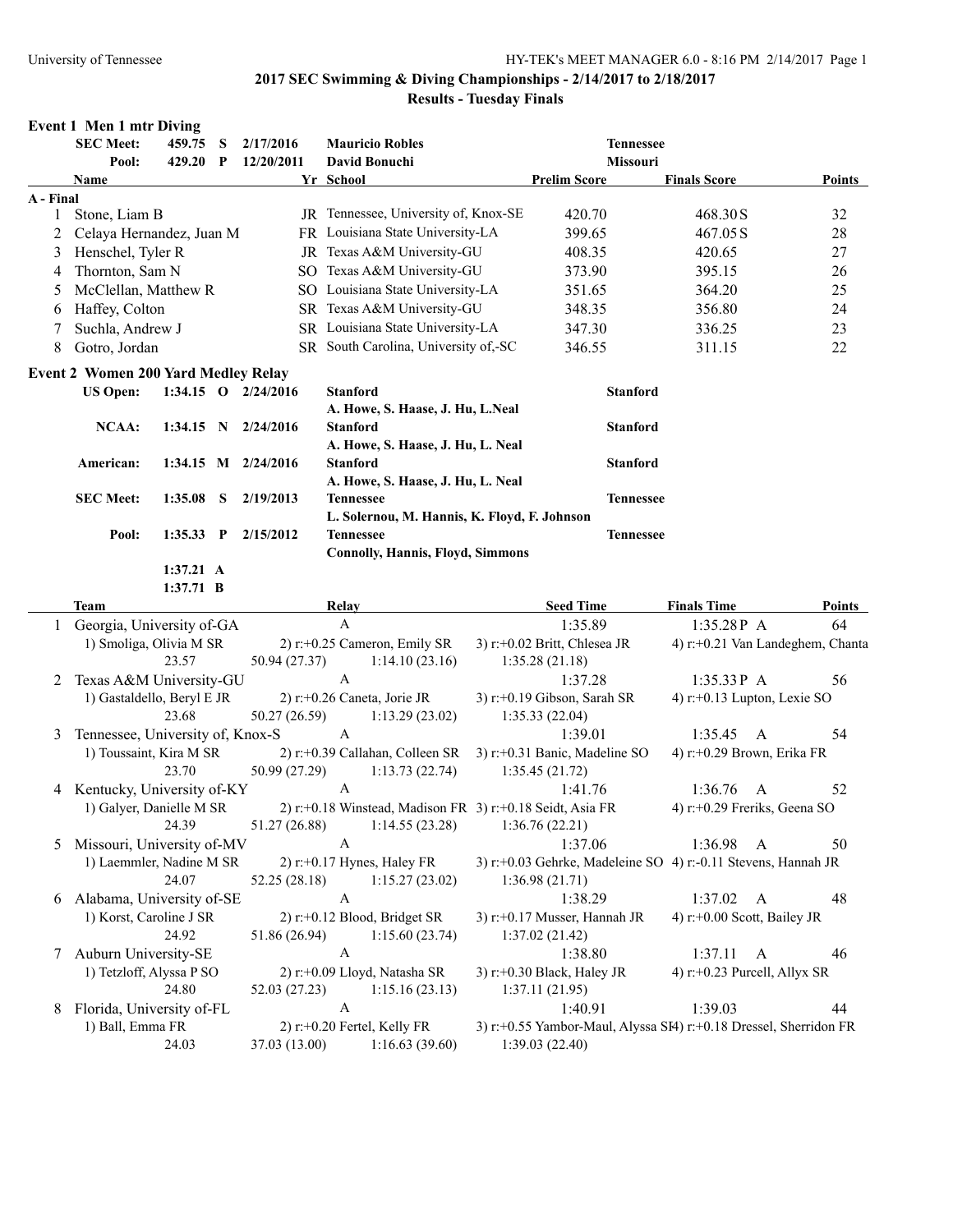University of Tennessee — HY-TEK's MEET MANAGER 6.0 - 8:16 PM 2/14/2017

# 2017 SEC Swimming & Diving Championships - 2/14/2017 to 2/18/2017

## Results - Tuesday Finals

### Event 1 Men 1 mtr Diving

| | | | | |
|---|---|---|---|---|
| SEC Meet: | 459.75 S | 2/17/2016 | Mauricio Robles | Tennessee |
| Pool: | 429.20 P | 12/20/2011 | David Bonuchi | Missouri |

| | Name | Yr | School | Prelim Score | Finals Score | Points |
|---|---|---|---|---|---|---|
| **A - Final** | | | | | | |
| 1 | Stone, Liam B | JR | Tennessee, University of, Knox-SE | 420.70 | 468.30S | 32 |
| 2 | Celaya Hernandez, Juan M | FR | Louisiana State University-LA | 399.65 | 467.05S | 28 |
| 3 | Henschel, Tyler R | JR | Texas A&M University-GU | 408.35 | 420.65 | 27 |
| 4 | Thornton, Sam N | SO | Texas A&M University-GU | 373.90 | 395.15 | 26 |
| 5 | McClellan, Matthew R | SO | Louisiana State University-LA | 351.65 | 364.20 | 25 |
| 6 | Haffey, Colton | SR | Texas A&M University-GU | 348.35 | 356.80 | 24 |
| 7 | Suchla, Andrew J | SR | Louisiana State University-LA | 347.30 | 336.25 | 23 |
| 8 | Gotro, Jordan | SR | South Carolina, University of,-SC | 346.55 | 311.15 | 22 |

### Event 2 Women 200 Yard Medley Relay

| | | | | |
|---|---|---|---|---|
| US Open: | 1:34.15 O | 2/24/2016 | Stanford<br>A. Howe, S. Haase, J. Hu, L.Neal | Stanford |
| NCAA: | 1:34.15 N | 2/24/2016 | Stanford<br>A. Howe, S. Haase, J. Hu, L. Neal | Stanford |
| American: | 1:34.15 M | 2/24/2016 | Stanford<br>A. Howe, S. Haase, J. Hu, L. Neal | Stanford |
| SEC Meet: | 1:35.08 S | 2/19/2013 | Tennessee<br>L. Solernou, M. Hannis, K. Floyd, F. Johnson | Tennessee |
| Pool: | 1:35.33 P | 2/15/2012 | Tennessee<br>Connolly, Hannis, Floyd, Simmons | Tennessee |
| | 1:37.21 A | | | |
| | 1:37.71 B | | | |

| | Team | Relay | Seed Time | Finals Time | Points |
|---|---|---|---|---|---|
| 1 | Georgia, University of-GA | A | 1:35.89 | 1:35.28P A | 64 |
| | 1) Smoliga, Olivia M SR | 2) r:+0.25 Cameron, Emily SR | 3) r:+0.02 Britt, Chlesea JR | 4) r:+0.21 Van Landeghem, Chanta | |
| | 23.57 | 50.94 (27.37) | 1:14.10 (23.16) | 1:35.28 (21.18) | |
| 2 | Texas A&M University-GU | A | 1:37.28 | 1:35.33P A | 56 |
| | 1) Gastaldello, Beryl E JR | 2) r:+0.26 Caneta, Jorie JR | 3) r:+0.19 Gibson, Sarah SR | 4) r:+0.13 Lupton, Lexie SO | |
| | 23.68 | 50.27 (26.59) | 1:13.29 (23.02) | 1:35.33 (22.04) | |
| 3 | Tennessee, University of, Knox-S | A | 1:39.01 | 1:35.45 A | 54 |
| | 1) Toussaint, Kira M SR | 2) r:+0.39 Callahan, Colleen SR | 3) r:+0.31 Banic, Madeline SO | 4) r:+0.29 Brown, Erika FR | |
| | 23.70 | 50.99 (27.29) | 1:13.73 (22.74) | 1:35.45 (21.72) | |
| 4 | Kentucky, University of-KY | A | 1:41.76 | 1:36.76 A | 52 |
| | 1) Galyer, Danielle M SR | 2) r:+0.18 Winstead, Madison FR | 3) r:+0.18 Seidt, Asia FR | 4) r:+0.29 Freriks, Geena SO | |
| | 24.39 | 51.27 (26.88) | 1:14.55 (23.28) | 1:36.76 (22.21) | |
| 5 | Missouri, University of-MV | A | 1:37.06 | 1:36.98 A | 50 |
| | 1) Laemmler, Nadine M SR | 2) r:+0.17 Hynes, Haley FR | 3) r:+0.03 Gehrke, Madeleine SO | 4) r:-0.11 Stevens, Hannah JR | |
| | 24.07 | 52.25 (28.18) | 1:15.27 (23.02) | 1:36.98 (21.71) | |
| 6 | Alabama, University of-SE | A | 1:38.29 | 1:37.02 A | 48 |
| | 1) Korst, Caroline J SR | 2) r:+0.12 Blood, Bridget SR | 3) r:+0.17 Musser, Hannah JR | 4) r:+0.00 Scott, Bailey JR | |
| | 24.92 | 51.86 (26.94) | 1:15.60 (23.74) | 1:37.02 (21.42) | |
| 7 | Auburn University-SE | A | 1:38.80 | 1:37.11 A | 46 |
| | 1) Tetzloff, Alyssa P SO | 2) r:+0.09 Lloyd, Natasha SR | 3) r:+0.30 Black, Haley JR | 4) r:+0.23 Purcell, Allyx SR | |
| | 24.80 | 52.03 (27.23) | 1:15.16 (23.13) | 1:37.11 (21.95) | |
| 8 | Florida, University of-FL | A | 1:40.91 | 1:39.03 | 44 |
| | 1) Ball, Emma FR | 2) r:+0.20 Fertel, Kelly FR | 3) r:+0.55 Yambor-Maul, Alyssa SR | 4) r:+0.18 Dressel, Sherridon FR | |
| | 24.03 | 37.03 (13.00) | 1:16.63 (39.60) | 1:39.03 (22.40) | |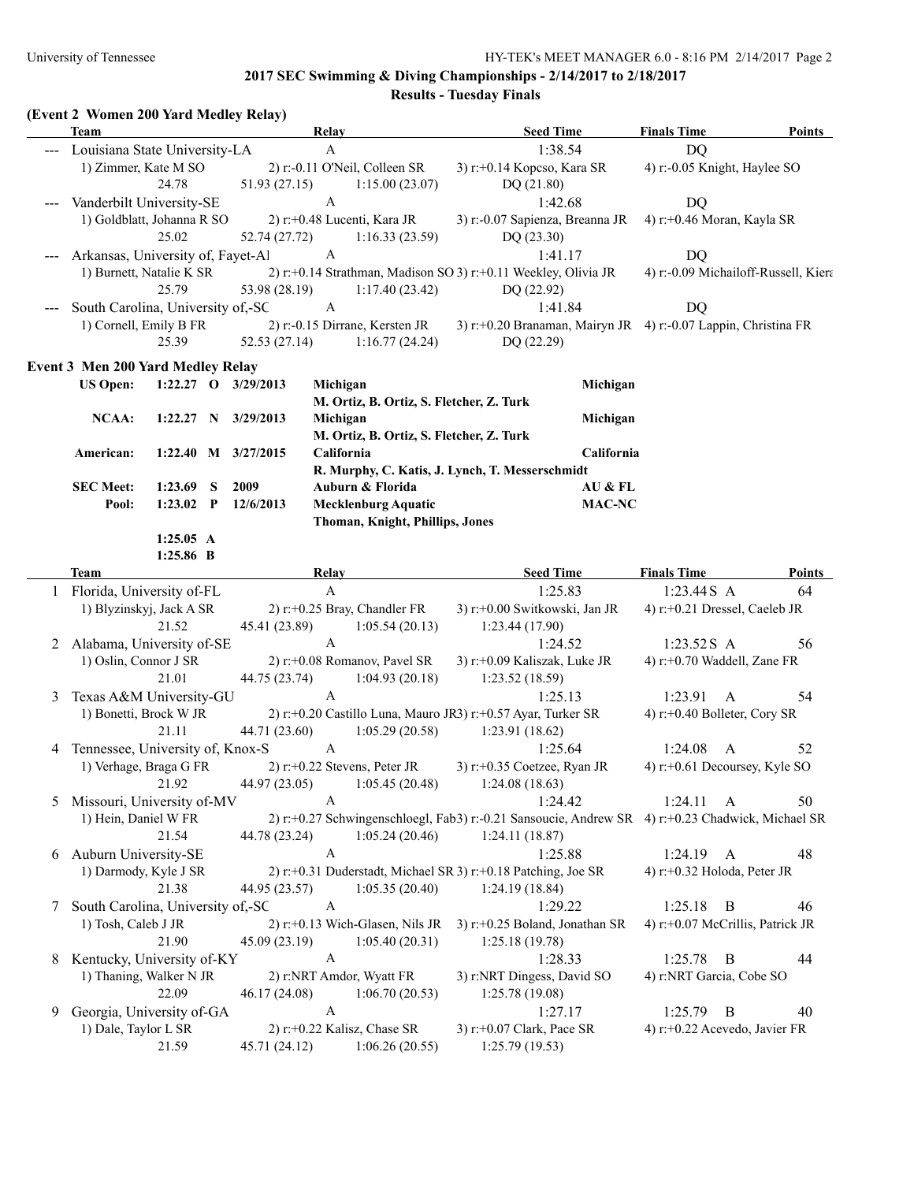## 2017 SEC Swimming & Diving Championships - 2/14/2017 to 2/18/2017

### Results - Tuesday Finals

**(Event 2 Women 200 Yard Medley Relay)**

| | Team | Relay | Seed Time | Finals Time | Points |
|---|---|---|---|---|---|
| --- | Louisiana State University-LA | A | 1:38.54 | DQ | |
| | 1) Zimmer, Kate M SO | 2) r:-0.11 O'Neil, Colleen SR | 3) r:+0.14 Kopcso, Kara SR | 4) r:-0.05 Knight, Haylee SO | |
| | 24.78 | 51.93 (27.15) | 1:15.00 (23.07) | DQ (21.80) | |
| --- | Vanderbilt University-SE | A | 1:42.68 | DQ | |
| | 1) Goldblatt, Johanna R SO | 2) r:+0.48 Lucenti, Kara JR | 3) r:-0.07 Sapienza, Breanna JR | 4) r:+0.46 Moran, Kayla SR | |
| | 25.02 | 52.74 (27.72) | 1:16.33 (23.59) | DQ (23.30) | |
| --- | Arkansas, University of, Fayet-Al | A | 1:41.17 | DQ | |
| | 1) Burnett, Natalie K SR | 2) r:+0.14 Strathman, Madison SO | 3) r:+0.11 Weekley, Olivia JR | 4) r:-0.09 Michailoff-Russell, Kiera | |
| | 25.79 | 53.98 (28.19) | 1:17.40 (23.42) | DQ (22.92) | |
| --- | South Carolina, University of,-SC | A | 1:41.84 | DQ | |
| | 1) Cornell, Emily B FR | 2) r:-0.15 Dirrane, Kersten JR | 3) r:+0.20 Branaman, Mairyn JR | 4) r:-0.07 Lappin, Christina FR | |
| | 25.39 | 52.53 (27.14) | 1:16.77 (24.24) | DQ (22.29) | |

**Event 3 Men 200 Yard Medley Relay**

| Record | Time | | Date | Team | |
|---|---|---|---|---|---|
| US Open: | 1:22.27 | O | 3/29/2013 | Michigan | Michigan |
| | | | | M. Ortiz, B. Ortiz, S. Fletcher, Z. Turk | |
| NCAA: | 1:22.27 | N | 3/29/2013 | Michigan | Michigan |
| | | | | M. Ortiz, B. Ortiz, S. Fletcher, Z. Turk | |
| American: | 1:22.40 | M | 3/27/2015 | California | California |
| | | | | R. Murphy, C. Katis, J. Lynch, T. Messerschmidt | |
| SEC Meet: | 1:23.69 | S | 2009 | Auburn & Florida | AU & FL |
| Pool: | 1:23.02 | P | 12/6/2013 | Mecklenburg Aquatic | MAC-NC |
| | | | | Thoman, Knight, Phillips, Jones | |
| | 1:25.05 | A | | | |
| | 1:25.86 | B | | | |

| | Team | Relay | Seed Time | Finals Time | Points |
|---|---|---|---|---|---|
| 1 | Florida, University of-FL | A | 1:25.83 | 1:23.44S A | 64 |
| | 1) Blyzinskyj, Jack A SR | 2) r:+0.25 Bray, Chandler FR | 3) r:+0.00 Switkowski, Jan JR | 4) r:+0.21 Dressel, Caeleb JR | |
| | 21.52 | 45.41 (23.89) | 1:05.54 (20.13) | 1:23.44 (17.90) | |
| 2 | Alabama, University of-SE | A | 1:24.52 | 1:23.52S A | 56 |
| | 1) Oslin, Connor J SR | 2) r:+0.08 Romanov, Pavel SR | 3) r:+0.09 Kaliszak, Luke JR | 4) r:+0.70 Waddell, Zane FR | |
| | 21.01 | 44.75 (23.74) | 1:04.93 (20.18) | 1:23.52 (18.59) | |
| 3 | Texas A&M University-GU | A | 1:25.13 | 1:23.91 A | 54 |
| | 1) Bonetti, Brock W JR | 2) r:+0.20 Castillo Luna, Mauro JR | 3) r:+0.57 Ayar, Turker SR | 4) r:+0.40 Bolleter, Cory SR | |
| | 21.11 | 44.71 (23.60) | 1:05.29 (20.58) | 1:23.91 (18.62) | |
| 4 | Tennessee, University of, Knox-S | A | 1:25.64 | 1:24.08 A | 52 |
| | 1) Verhage, Braga G FR | 2) r:+0.22 Stevens, Peter JR | 3) r:+0.35 Coetzee, Ryan JR | 4) r:+0.61 Decoursey, Kyle SO | |
| | 21.92 | 44.97 (23.05) | 1:05.45 (20.48) | 1:24.08 (18.63) | |
| 5 | Missouri, University of-MV | A | 1:24.42 | 1:24.11 A | 50 |
| | 1) Hein, Daniel W FR | 2) r:+0.27 Schwingenschloegl, Fab | 3) r:-0.21 Sansoucie, Andrew SR | 4) r:+0.23 Chadwick, Michael SR | |
| | 21.54 | 44.78 (23.24) | 1:05.24 (20.46) | 1:24.11 (18.87) | |
| 6 | Auburn University-SE | A | 1:25.88 | 1:24.19 A | 48 |
| | 1) Darmody, Kyle J SR | 2) r:+0.31 Duderstadt, Michael SR | 3) r:+0.18 Patching, Joe SR | 4) r:+0.32 Holoda, Peter JR | |
| | 21.38 | 44.95 (23.57) | 1:05.35 (20.40) | 1:24.19 (18.84) | |
| 7 | South Carolina, University of,-SC | A | 1:29.22 | 1:25.18 B | 46 |
| | 1) Tosh, Caleb J JR | 2) r:+0.13 Wich-Glasen, Nils JR | 3) r:+0.25 Boland, Jonathan SR | 4) r:+0.07 McCrillis, Patrick JR | |
| | 21.90 | 45.09 (23.19) | 1:05.40 (20.31) | 1:25.18 (19.78) | |
| 8 | Kentucky, University of-KY | A | 1:28.33 | 1:25.78 B | 44 |
| | 1) Thaning, Walker N JR | 2) r:NRT Amdor, Wyatt FR | 3) r:NRT Dingess, David SO | 4) r:NRT Garcia, Cobe SO | |
| | 22.09 | 46.17 (24.08) | 1:06.70 (20.53) | 1:25.78 (19.08) | |
| 9 | Georgia, University of-GA | A | 1:27.17 | 1:25.79 B | 40 |
| | 1) Dale, Taylor L SR | 2) r:+0.22 Kalisz, Chase SR | 3) r:+0.07 Clark, Pace SR | 4) r:+0.22 Acevedo, Javier FR | |
| | 21.59 | 45.71 (24.12) | 1:06.26 (20.55) | 1:25.79 (19.53) | |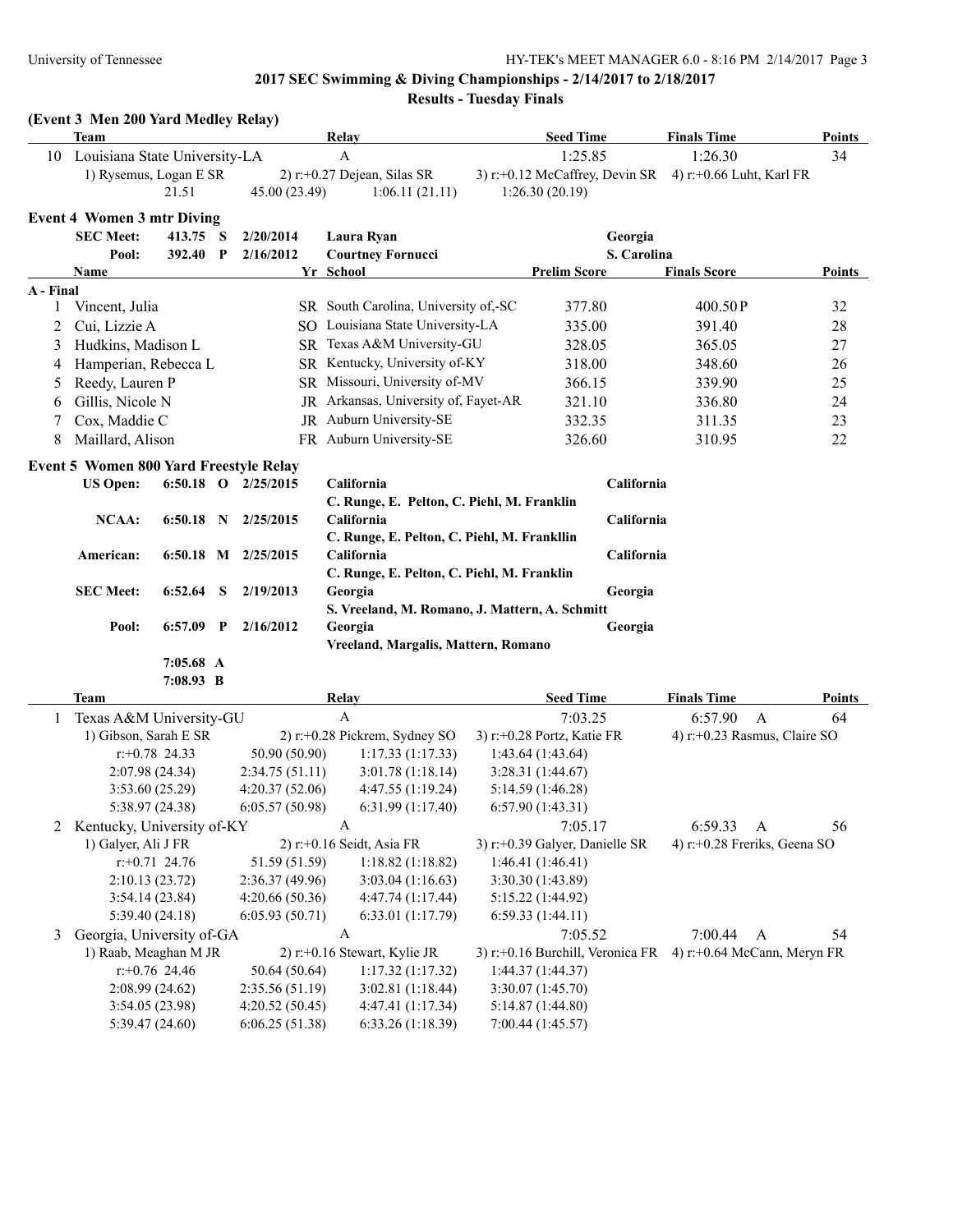## 2017 SEC Swimming & Diving Championships - 2/14/2017 to 2/18/2017

### Results - Tuesday Finals

### (Event 3 Men 200 Yard Medley Relay)

| | Team | Relay | Seed Time | Finals Time | Points |
|---|---|---|---|---|---|
| 10 | Louisiana State University-LA | A | 1:25.85 | 1:26.30 | 34 |

1) Rysemus, Logan E SR — 2) r:+0.27 Dejean, Silas SR — 3) r:+0.12 McCaffrey, Devin SR — 4) r:+0.66 Luht, Karl FR

21.51 — 45.00 (23.49) — 1:06.11 (21.11) — 1:26.30 (20.19)

### Event 4 Women 3 mtr Diving

| | | | | | |
|---|---|---|---|---|---|
| SEC Meet: | 413.75 | S | 2/20/2014 | Laura Ryan | Georgia |
| Pool: | 392.40 | P | 2/16/2012 | Courtney Fornucci | S. Carolina |

| | Name | Yr | School | Prelim Score | Finals Score | Points |
|---|---|---|---|---|---|---|
| **A - Final** | | | | | | |
| 1 | Vincent, Julia | SR | South Carolina, University of,-SC | 377.80 | 400.50P | 32 |
| 2 | Cui, Lizzie A | SO | Louisiana State University-LA | 335.00 | 391.40 | 28 |
| 3 | Hudkins, Madison L | SR | Texas A&M University-GU | 328.05 | 365.05 | 27 |
| 4 | Hamperian, Rebecca L | SR | Kentucky, University of-KY | 318.00 | 348.60 | 26 |
| 5 | Reedy, Lauren P | SR | Missouri, University of-MV | 366.15 | 339.90 | 25 |
| 6 | Gillis, Nicole N | JR | Arkansas, University of, Fayet-AR | 321.10 | 336.80 | 24 |
| 7 | Cox, Maddie C | JR | Auburn University-SE | 332.35 | 311.35 | 23 |
| 8 | Maillard, Alison | FR | Auburn University-SE | 326.60 | 310.95 | 22 |

### Event 5 Women 800 Yard Freestyle Relay

| | | | | | |
|---|---|---|---|---|---|
| US Open: | 6:50.18 | O | 2/25/2015 | California<br>C. Runge, E. Pelton, C. Piehl, M. Franklin | California |
| NCAA: | 6:50.18 | N | 2/25/2015 | California<br>C. Runge, E. Pelton, C. Piehl, M. Frankllin | California |
| American: | 6:50.18 | M | 2/25/2015 | California<br>C. Runge, E. Pelton, C. Piehl, M. Franklin | California |
| SEC Meet: | 6:52.64 | S | 2/19/2013 | Georgia<br>S. Vreeland, M. Romano, J. Mattern, A. Schmitt | Georgia |
| Pool: | 6:57.09 | P | 2/16/2012 | Georgia<br>Vreeland, Margalis, Mattern, Romano | Georgia |
| | 7:05.68 | A | | | |
| | 7:08.93 | B | | | |

| | Team | Relay | Seed Time | Finals Time | Points |
|---|---|---|---|---|---|
| 1 | Texas A&M University-GU | A | 7:03.25 | 6:57.90 A | 64 |

1) Gibson, Sarah E SR — 2) r:+0.28 Pickrem, Sydney SO — 3) r:+0.28 Portz, Katie FR — 4) r:+0.23 Rasmus, Claire SO

| | | | |
|---|---|---|---|
| r:+0.78 24.33 | 50.90 (50.90) | 1:17.33 (1:17.33) | 1:43.64 (1:43.64) |
| 2:07.98 (24.34) | 2:34.75 (51.11) | 3:01.78 (1:18.14) | 3:28.31 (1:44.67) |
| 3:53.60 (25.29) | 4:20.37 (52.06) | 4:47.55 (1:19.24) | 5:14.59 (1:46.28) |
| 5:38.97 (24.38) | 6:05.57 (50.98) | 6:31.99 (1:17.40) | 6:57.90 (1:43.31) |

| | Team | Relay | Seed Time | Finals Time | Points |
|---|---|---|---|---|---|
| 2 | Kentucky, University of-KY | A | 7:05.17 | 6:59.33 A | 56 |

1) Galyer, Ali J FR — 2) r:+0.16 Seidt, Asia FR — 3) r:+0.39 Galyer, Danielle SR — 4) r:+0.28 Freriks, Geena SO

| | | | |
|---|---|---|---|
| r:+0.71 24.76 | 51.59 (51.59) | 1:18.82 (1:18.82) | 1:46.41 (1:46.41) |
| 2:10.13 (23.72) | 2:36.37 (49.96) | 3:03.04 (1:16.63) | 3:30.30 (1:43.89) |
| 3:54.14 (23.84) | 4:20.66 (50.36) | 4:47.74 (1:17.44) | 5:15.22 (1:44.92) |
| 5:39.40 (24.18) | 6:05.93 (50.71) | 6:33.01 (1:17.79) | 6:59.33 (1:44.11) |

| | Team | Relay | Seed Time | Finals Time | Points |
|---|---|---|---|---|---|
| 3 | Georgia, University of-GA | A | 7:05.52 | 7:00.44 A | 54 |

1) Raab, Meaghan M JR — 2) r:+0.16 Stewart, Kylie JR — 3) r:+0.16 Burchill, Veronica FR — 4) r:+0.64 McCann, Meryn FR

| | | | |
|---|---|---|---|
| r:+0.76 24.46 | 50.64 (50.64) | 1:17.32 (1:17.32) | 1:44.37 (1:44.37) |
| 2:08.99 (24.62) | 2:35.56 (51.19) | 3:02.81 (1:18.44) | 3:30.07 (1:45.70) |
| 3:54.05 (23.98) | 4:20.52 (50.45) | 4:47.41 (1:17.34) | 5:14.87 (1:44.80) |
| 5:39.47 (24.60) | 6:06.25 (51.38) | 6:33.26 (1:18.39) | 7:00.44 (1:45.57) |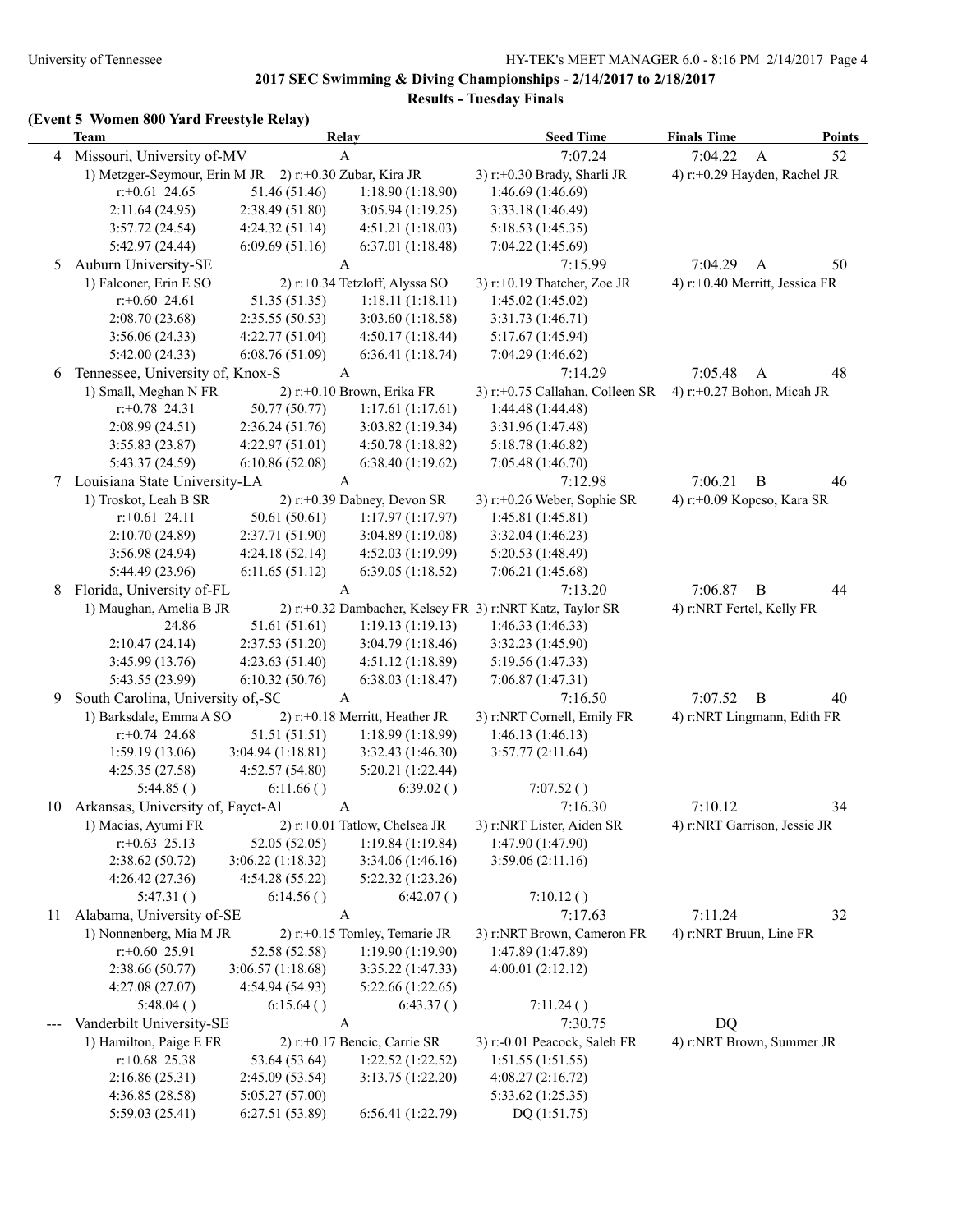**2017 SEC Swimming & Diving Championships - 2/14/2017 to 2/18/2017**

**Results - Tuesday Finals**

**(Event 5 Women 800 Yard Freestyle Relay)**

| | Team | Relay | Seed Time | Finals Time | | Points |
|---|---|---|---|---|---|---|
| 4 | Missouri, University of-MV | A | 7:07.24 | 7:04.22 | A | 52 |
| 5 | Auburn University-SE | A | 7:15.99 | 7:04.29 | A | 50 |
| 6 | Tennessee, University of, Knox-S | A | 7:14.29 | 7:05.48 | A | 48 |
| 7 | Louisiana State University-LA | A | 7:12.98 | 7:06.21 | B | 46 |
| 8 | Florida, University of-FL | A | 7:13.20 | 7:06.87 | B | 44 |
| 9 | South Carolina, University of,-SC | A | 7:16.50 | 7:07.52 | B | 40 |
| 10 | Arkansas, University of, Fayet-Al | A | 7:16.30 | 7:10.12 | | 34 |
| 11 | Alabama, University of-SE | A | 7:17.63 | 7:11.24 | | 32 |
| --- | Vanderbilt University-SE | A | 7:30.75 | DQ | | |

**4 Missouri, University of-MV**

1) Metzger-Seymour, Erin M JR 2) r:+0.30 Zubar, Kira JR 3) r:+0.30 Brady, Sharli JR 4) r:+0.29 Hayden, Rachel JR

| | | | |
|---|---|---|---|
| r:+0.61 24.65 | 51.46 (51.46) | 1:18.90 (1:18.90) | 1:46.69 (1:46.69) |
| 2:11.64 (24.95) | 2:38.49 (51.80) | 3:05.94 (1:19.25) | 3:33.18 (1:46.49) |
| 3:57.72 (24.54) | 4:24.32 (51.14) | 4:51.21 (1:18.03) | 5:18.53 (1:45.35) |
| 5:42.97 (24.44) | 6:09.69 (51.16) | 6:37.01 (1:18.48) | 7:04.22 (1:45.69) |

**5 Auburn University-SE**

1) Falconer, Erin E SO 2) r:+0.34 Tetzloff, Alyssa SO 3) r:+0.19 Thatcher, Zoe JR 4) r:+0.40 Merritt, Jessica FR

| | | | |
|---|---|---|---|
| r:+0.60 24.61 | 51.35 (51.35) | 1:18.11 (1:18.11) | 1:45.02 (1:45.02) |
| 2:08.70 (23.68) | 2:35.55 (50.53) | 3:03.60 (1:18.58) | 3:31.73 (1:46.71) |
| 3:56.06 (24.33) | 4:22.77 (51.04) | 4:50.17 (1:18.44) | 5:17.67 (1:45.94) |
| 5:42.00 (24.33) | 6:08.76 (51.09) | 6:36.41 (1:18.74) | 7:04.29 (1:46.62) |

**6 Tennessee, University of, Knox-S**

1) Small, Meghan N FR 2) r:+0.10 Brown, Erika FR 3) r:+0.75 Callahan, Colleen SR 4) r:+0.27 Bohon, Micah JR

| | | | |
|---|---|---|---|
| r:+0.78 24.31 | 50.77 (50.77) | 1:17.61 (1:17.61) | 1:44.48 (1:44.48) |
| 2:08.99 (24.51) | 2:36.24 (51.76) | 3:03.82 (1:19.34) | 3:31.96 (1:47.48) |
| 3:55.83 (23.87) | 4:22.97 (51.01) | 4:50.78 (1:18.82) | 5:18.78 (1:46.82) |
| 5:43.37 (24.59) | 6:10.86 (52.08) | 6:38.40 (1:19.62) | 7:05.48 (1:46.70) |

**7 Louisiana State University-LA**

1) Troskot, Leah B SR 2) r:+0.39 Dabney, Devon SR 3) r:+0.26 Weber, Sophie SR 4) r:+0.09 Kopcso, Kara SR

| | | | |
|---|---|---|---|
| r:+0.61 24.11 | 50.61 (50.61) | 1:17.97 (1:17.97) | 1:45.81 (1:45.81) |
| 2:10.70 (24.89) | 2:37.71 (51.90) | 3:04.89 (1:19.08) | 3:32.04 (1:46.23) |
| 3:56.98 (24.94) | 4:24.18 (52.14) | 4:52.03 (1:19.99) | 5:20.53 (1:48.49) |
| 5:44.49 (23.96) | 6:11.65 (51.12) | 6:39.05 (1:18.52) | 7:06.21 (1:45.68) |

**8 Florida, University of-FL**

1) Maughan, Amelia B JR 2) r:+0.32 Dambacher, Kelsey FR 3) r:NRT Katz, Taylor SR 4) r:NRT Fertel, Kelly FR

| | | | |
|---|---|---|---|
| 24.86 | 51.61 (51.61) | 1:19.13 (1:19.13) | 1:46.33 (1:46.33) |
| 2:10.47 (24.14) | 2:37.53 (51.20) | 3:04.79 (1:18.46) | 3:32.23 (1:45.90) |
| 3:45.99 (13.76) | 4:23.63 (51.40) | 4:51.12 (1:18.89) | 5:19.56 (1:47.33) |
| 5:43.55 (23.99) | 6:10.32 (50.76) | 6:38.03 (1:18.47) | 7:06.87 (1:47.31) |

**9 South Carolina, University of,-SC**

1) Barksdale, Emma A SO 2) r:+0.18 Merritt, Heather JR 3) r:NRT Cornell, Emily FR 4) r:NRT Lingmann, Edith FR

| | | | |
|---|---|---|---|
| r:+0.74 24.68 | 51.51 (51.51) | 1:18.99 (1:18.99) | 1:46.13 (1:46.13) |
| 1:59.19 (13.06) | 3:04.94 (1:18.81) | 3:32.43 (1:46.30) | 3:57.77 (2:11.64) |
| 4:25.35 (27.58) | 4:52.57 (54.80) | 5:20.21 (1:22.44) | |
| 5:44.85 ( ) | 6:11.66 ( ) | 6:39.02 ( ) | 7:07.52 ( ) |

**10 Arkansas, University of, Fayet-Al**

1) Macias, Ayumi FR 2) r:+0.01 Tatlow, Chelsea JR 3) r:NRT Lister, Aiden SR 4) r:NRT Garrison, Jessie JR

| | | | |
|---|---|---|---|
| r:+0.63 25.13 | 52.05 (52.05) | 1:19.84 (1:19.84) | 1:47.90 (1:47.90) |
| 2:38.62 (50.72) | 3:06.22 (1:18.32) | 3:34.06 (1:46.16) | 3:59.06 (2:11.16) |
| 4:26.42 (27.36) | 4:54.28 (55.22) | 5:22.32 (1:23.26) | |
| 5:47.31 ( ) | 6:14.56 ( ) | 6:42.07 ( ) | 7:10.12 ( ) |

**11 Alabama, University of-SE**

1) Nonnenberg, Mia M JR 2) r:+0.15 Tomley, Temarie JR 3) r:NRT Brown, Cameron FR 4) r:NRT Bruun, Line FR

| | | | |
|---|---|---|---|
| r:+0.60 25.91 | 52.58 (52.58) | 1:19.90 (1:19.90) | 1:47.89 (1:47.89) |
| 2:38.66 (50.77) | 3:06.57 (1:18.68) | 3:35.22 (1:47.33) | 4:00.01 (2:12.12) |
| 4:27.08 (27.07) | 4:54.94 (54.93) | 5:22.66 (1:22.65) | |
| 5:48.04 ( ) | 6:15.64 ( ) | 6:43.37 ( ) | 7:11.24 ( ) |

**--- Vanderbilt University-SE**

1) Hamilton, Paige E FR 2) r:+0.17 Bencic, Carrie SR 3) r:-0.01 Peacock, Saleh FR 4) r:NRT Brown, Summer JR

| | | | |
|---|---|---|---|
| r:+0.68 25.38 | 53.64 (53.64) | 1:22.52 (1:22.52) | 1:51.55 (1:51.55) |
| 2:16.86 (25.31) | 2:45.09 (53.54) | 3:13.75 (1:22.20) | 4:08.27 (2:16.72) |
| 4:36.85 (28.58) | 5:05.27 (57.00) | | 5:33.62 (1:25.35) |
| 5:59.03 (25.41) | 6:27.51 (53.89) | 6:56.41 (1:22.79) | DQ (1:51.75) |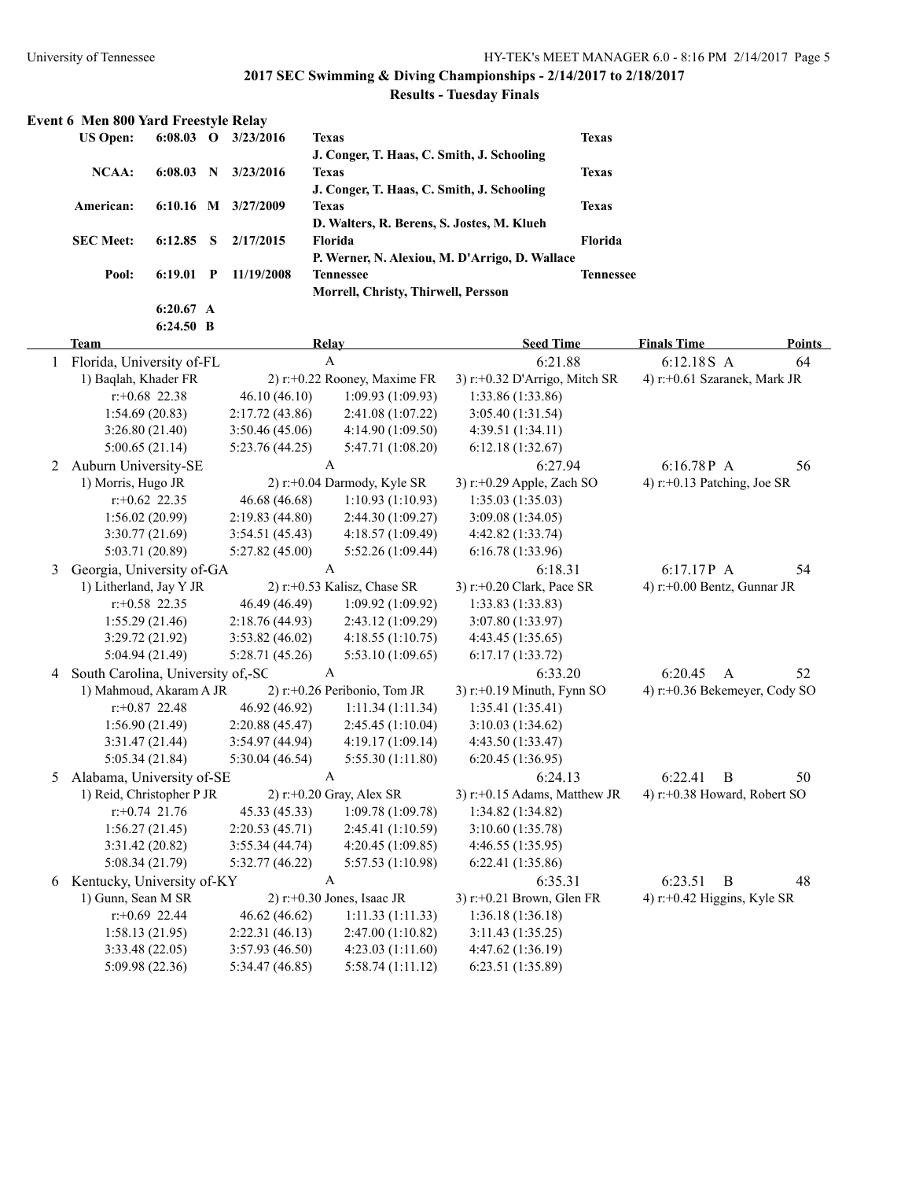## 2017 SEC Swimming & Diving Championships - 2/14/2017 to 2/18/2017

### Results - Tuesday Finals

### Event 6 Men 800 Yard Freestyle Relay

| | | | | | |
|---|---|---|---|---|---|
| US Open: | 6:08.03 | O | 3/23/2016 | Texas<br>J. Conger, T. Haas, C. Smith, J. Schooling | Texas |
| NCAA: | 6:08.03 | N | 3/23/2016 | Texas<br>J. Conger, T. Haas, C. Smith, J. Schooling | Texas |
| American: | 6:10.16 | M | 3/27/2009 | Texas<br>D. Walters, R. Berens, S. Jostes, M. Klueh | Texas |
| SEC Meet: | 6:12.85 | S | 2/17/2015 | Florida<br>P. Werner, N. Alexiou, M. D'Arrigo, D. Wallace | Florida |
| Pool: | 6:19.01 | P | 11/19/2008 | Tennessee<br>Morrell, Christy, Thirwell, Persson | Tennessee |
| | 6:20.67 | A | | | |
| | 6:24.50 | B | | | |

| | Team | Relay | Seed Time | Finals Time | Points |
|---|---|---|---|---|---|
| 1 | Florida, University of-FL | A | 6:21.88 | 6:12.18S A | 64 |
| | 1) Baqlah, Khader FR | 2) r:+0.22 Rooney, Maxime FR | 3) r:+0.32 D'Arrigo, Mitch SR | 4) r:+0.61 Szaranek, Mark JR | |
| | r:+0.68 22.38 | 46.10 (46.10) | 1:09.93 (1:09.93) | 1:33.86 (1:33.86) | |
| | 1:54.69 (20.83) | 2:17.72 (43.86) | 2:41.08 (1:07.22) | 3:05.40 (1:31.54) | |
| | 3:26.80 (21.40) | 3:50.46 (45.06) | 4:14.90 (1:09.50) | 4:39.51 (1:34.11) | |
| | 5:00.65 (21.14) | 5:23.76 (44.25) | 5:47.71 (1:08.20) | 6:12.18 (1:32.67) | |
| 2 | Auburn University-SE | A | 6:27.94 | 6:16.78P A | 56 |
| | 1) Morris, Hugo JR | 2) r:+0.04 Darmody, Kyle SR | 3) r:+0.29 Apple, Zach SO | 4) r:+0.13 Patching, Joe SR | |
| | r:+0.62 22.35 | 46.68 (46.68) | 1:10.93 (1:10.93) | 1:35.03 (1:35.03) | |
| | 1:56.02 (20.99) | 2:19.83 (44.80) | 2:44.30 (1:09.27) | 3:09.08 (1:34.05) | |
| | 3:30.77 (21.69) | 3:54.51 (45.43) | 4:18.57 (1:09.49) | 4:42.82 (1:33.74) | |
| | 5:03.71 (20.89) | 5:27.82 (45.00) | 5:52.26 (1:09.44) | 6:16.78 (1:33.96) | |
| 3 | Georgia, University of-GA | A | 6:18.31 | 6:17.17P A | 54 |
| | 1) Litherland, Jay Y JR | 2) r:+0.53 Kalisz, Chase SR | 3) r:+0.20 Clark, Pace SR | 4) r:+0.00 Bentz, Gunnar JR | |
| | r:+0.58 22.35 | 46.49 (46.49) | 1:09.92 (1:09.92) | 1:33.83 (1:33.83) | |
| | 1:55.29 (21.46) | 2:18.76 (44.93) | 2:43.12 (1:09.29) | 3:07.80 (1:33.97) | |
| | 3:29.72 (21.92) | 3:53.82 (46.02) | 4:18.55 (1:10.75) | 4:43.45 (1:35.65) | |
| | 5:04.94 (21.49) | 5:28.71 (45.26) | 5:53.10 (1:09.65) | 6:17.17 (1:33.72) | |
| 4 | South Carolina, University of,-SC | A | 6:33.20 | 6:20.45 A | 52 |
| | 1) Mahmoud, Akaram A JR | 2) r:+0.26 Peribonio, Tom JR | 3) r:+0.19 Minuth, Fynn SO | 4) r:+0.36 Bekemeyer, Cody SO | |
| | r:+0.87 22.48 | 46.92 (46.92) | 1:11.34 (1:11.34) | 1:35.41 (1:35.41) | |
| | 1:56.90 (21.49) | 2:20.88 (45.47) | 2:45.45 (1:10.04) | 3:10.03 (1:34.62) | |
| | 3:31.47 (21.44) | 3:54.97 (44.94) | 4:19.17 (1:09.14) | 4:43.50 (1:33.47) | |
| | 5:05.34 (21.84) | 5:30.04 (46.54) | 5:55.30 (1:11.80) | 6:20.45 (1:36.95) | |
| 5 | Alabama, University of-SE | A | 6:24.13 | 6:22.41 B | 50 |
| | 1) Reid, Christopher P JR | 2) r:+0.20 Gray, Alex SR | 3) r:+0.15 Adams, Matthew JR | 4) r:+0.38 Howard, Robert SO | |
| | r:+0.74 21.76 | 45.33 (45.33) | 1:09.78 (1:09.78) | 1:34.82 (1:34.82) | |
| | 1:56.27 (21.45) | 2:20.53 (45.71) | 2:45.41 (1:10.59) | 3:10.60 (1:35.78) | |
| | 3:31.42 (20.82) | 3:55.34 (44.74) | 4:20.45 (1:09.85) | 4:46.55 (1:35.95) | |
| | 5:08.34 (21.79) | 5:32.77 (46.22) | 5:57.53 (1:10.98) | 6:22.41 (1:35.86) | |
| 6 | Kentucky, University of-KY | A | 6:35.31 | 6:23.51 B | 48 |
| | 1) Gunn, Sean M SR | 2) r:+0.30 Jones, Isaac JR | 3) r:+0.21 Brown, Glen FR | 4) r:+0.42 Higgins, Kyle SR | |
| | r:+0.69 22.44 | 46.62 (46.62) | 1:11.33 (1:11.33) | 1:36.18 (1:36.18) | |
| | 1:58.13 (21.95) | 2:22.31 (46.13) | 2:47.00 (1:10.82) | 3:11.43 (1:35.25) | |
| | 3:33.48 (22.05) | 3:57.93 (46.50) | 4:23.03 (1:11.60) | 4:47.62 (1:36.19) | |
| | 5:09.98 (22.36) | 5:34.47 (46.85) | 5:58.74 (1:11.12) | 6:23.51 (1:35.89) | |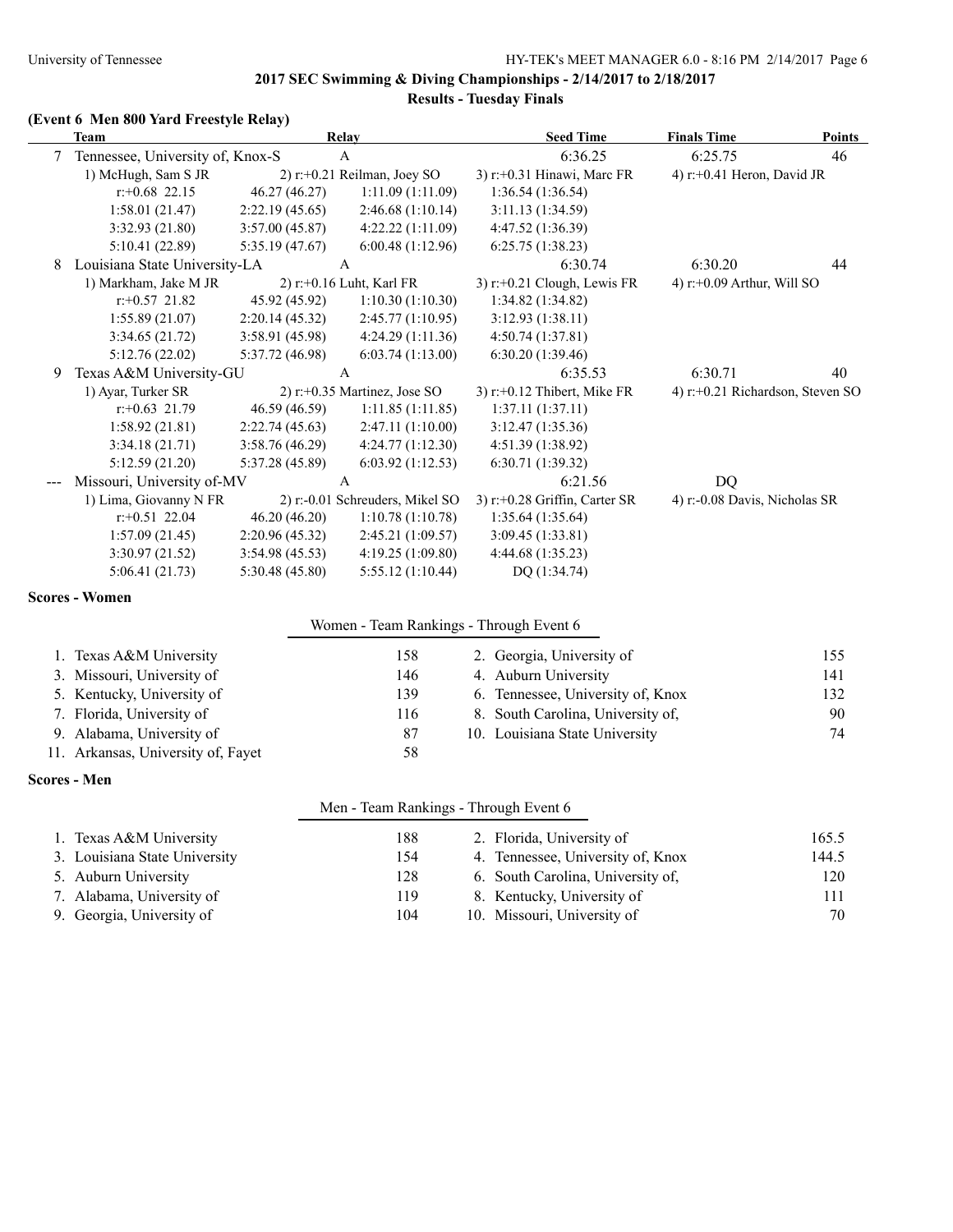**2017 SEC Swimming & Diving Championships - 2/14/2017 to 2/18/2017**

**Results - Tuesday Finals**

### (Event 6 Men 800 Yard Freestyle Relay)

| | Team | Relay | | Seed Time | Finals Time | Points |
|---|---|---|---|---|---|---|
| 7 | Tennessee, University of, Knox-S | A | | 6:36.25 | 6:25.75 | 46 |
| | 1) McHugh, Sam S JR | 2) r:+0.21 Reilman, Joey SO | | 3) r:+0.31 Hinawi, Marc FR | 4) r:+0.41 Heron, David JR | |
| | r:+0.68 22.15 | 46.27 (46.27) | 1:11.09 (1:11.09) | 1:36.54 (1:36.54) | | |
| | 1:58.01 (21.47) | 2:22.19 (45.65) | 2:46.68 (1:10.14) | 3:11.13 (1:34.59) | | |
| | 3:32.93 (21.80) | 3:57.00 (45.87) | 4:22.22 (1:11.09) | 4:47.52 (1:36.39) | | |
| | 5:10.41 (22.89) | 5:35.19 (47.67) | 6:00.48 (1:12.96) | 6:25.75 (1:38.23) | | |
| 8 | Louisiana State University-LA | A | | 6:30.74 | 6:30.20 | 44 |
| | 1) Markham, Jake M JR | 2) r:+0.16 Luht, Karl FR | | 3) r:+0.21 Clough, Lewis FR | 4) r:+0.09 Arthur, Will SO | |
| | r:+0.57 21.82 | 45.92 (45.92) | 1:10.30 (1:10.30) | 1:34.82 (1:34.82) | | |
| | 1:55.89 (21.07) | 2:20.14 (45.32) | 2:45.77 (1:10.95) | 3:12.93 (1:38.11) | | |
| | 3:34.65 (21.72) | 3:58.91 (45.98) | 4:24.29 (1:11.36) | 4:50.74 (1:37.81) | | |
| | 5:12.76 (22.02) | 5:37.72 (46.98) | 6:03.74 (1:13.00) | 6:30.20 (1:39.46) | | |
| 9 | Texas A&M University-GU | A | | 6:35.53 | 6:30.71 | 40 |
| | 1) Ayar, Turker SR | 2) r:+0.35 Martinez, Jose SO | | 3) r:+0.12 Thibert, Mike FR | 4) r:+0.21 Richardson, Steven SO | |
| | r:+0.63 21.79 | 46.59 (46.59) | 1:11.85 (1:11.85) | 1:37.11 (1:37.11) | | |
| | 1:58.92 (21.81) | 2:22.74 (45.63) | 2:47.11 (1:10.00) | 3:12.47 (1:35.36) | | |
| | 3:34.18 (21.71) | 3:58.76 (46.29) | 4:24.77 (1:12.30) | 4:51.39 (1:38.92) | | |
| | 5:12.59 (21.20) | 5:37.28 (45.89) | 6:03.92 (1:12.53) | 6:30.71 (1:39.32) | | |
| --- | Missouri, University of-MV | A | | 6:21.56 | DQ | |
| | 1) Lima, Giovanny N FR | 2) r:-0.01 Schreuders, Mikel SO | | 3) r:+0.28 Griffin, Carter SR | 4) r:-0.08 Davis, Nicholas SR | |
| | r:+0.51 22.04 | 46.20 (46.20) | 1:10.78 (1:10.78) | 1:35.64 (1:35.64) | | |
| | 1:57.09 (21.45) | 2:20.96 (45.32) | 2:45.21 (1:09.57) | 3:09.45 (1:33.81) | | |
| | 3:30.97 (21.52) | 3:54.98 (45.53) | 4:19.25 (1:09.80) | 4:44.68 (1:35.23) | | |
| | 5:06.41 (21.73) | 5:30.48 (45.80) | 5:55.12 (1:10.44) | DQ (1:34.74) | | |

### Scores - Women

Women - Team Rankings - Through Event 6

| | | | | | |
|---|---|---|---|---|---|
| 1. | Texas A&M University | 158 | 2. | Georgia, University of | 155 |
| 3. | Missouri, University of | 146 | 4. | Auburn University | 141 |
| 5. | Kentucky, University of | 139 | 6. | Tennessee, University of, Knox | 132 |
| 7. | Florida, University of | 116 | 8. | South Carolina, University of, | 90 |
| 9. | Alabama, University of | 87 | 10. | Louisiana State University | 74 |
| 11. | Arkansas, University of, Fayet | 58 | | | |

### Scores - Men

Men - Team Rankings - Through Event 6

| | | | | | |
|---|---|---|---|---|---|
| 1. | Texas A&M University | 188 | 2. | Florida, University of | 165.5 |
| 3. | Louisiana State University | 154 | 4. | Tennessee, University of, Knox | 144.5 |
| 5. | Auburn University | 128 | 6. | South Carolina, University of, | 120 |
| 7. | Alabama, University of | 119 | 8. | Kentucky, University of | 111 |
| 9. | Georgia, University of | 104 | 10. | Missouri, University of | 70 |